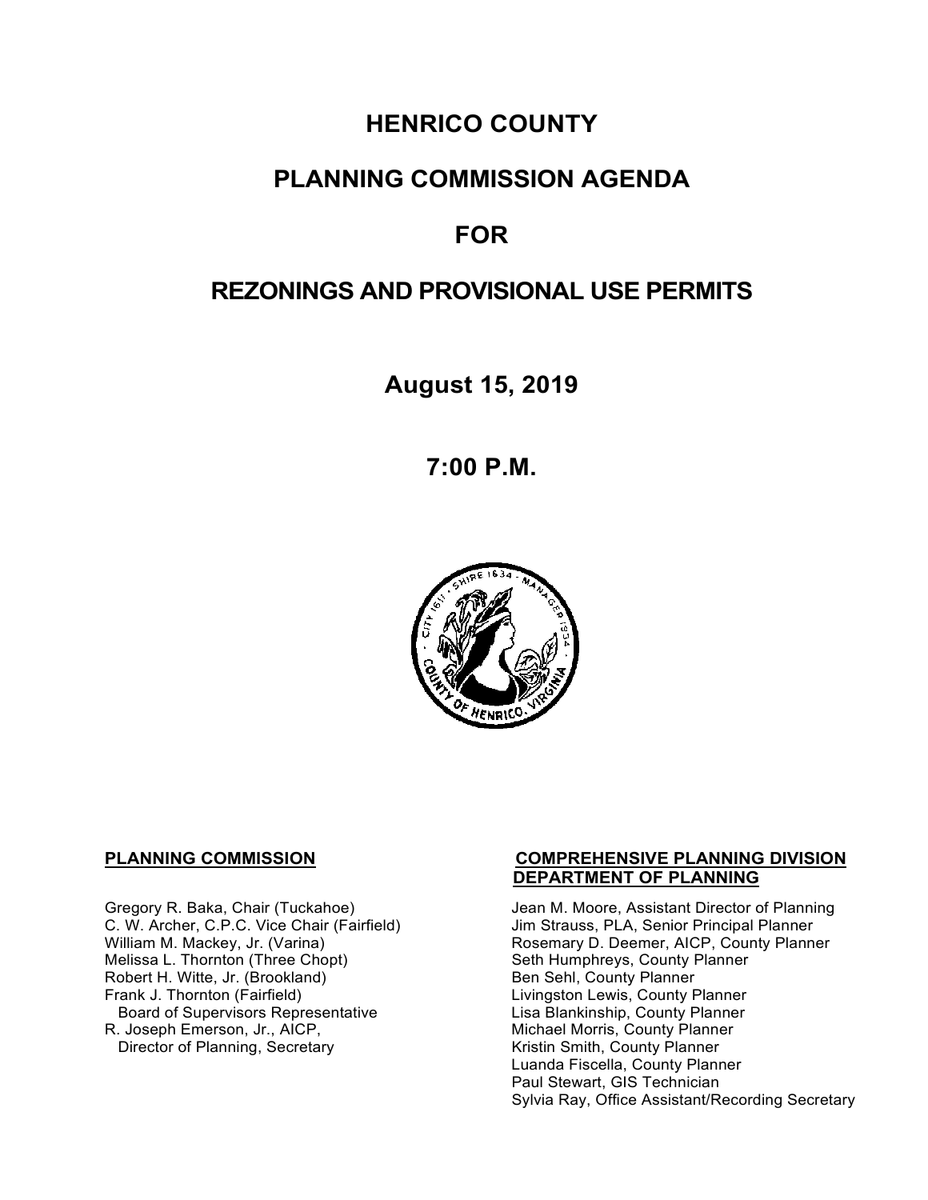# HENRICO COUNTY

# PLANNING COMMISSION AGENDA

# FOR

# REZONINGS AND PROVISIONAL USE PERMITS

## August 15, 2019

## 7:00 P.M.

**PLANNING COMMISSION**

Gregory R. Baka, Chair (Tuckahoe)
C. W. Archer, C.P.C. Vice Chair (Fairfield)
William M. Mackey, Jr. (Varina)
Melissa L. Thornton (Three Chopt)
Robert H. Witte, Jr. (Brookland)
Frank J. Thornton (Fairfield)
Board of Supervisors Representative
R. Joseph Emerson, Jr., AICP,
Director of Planning, Secretary

**COMPREHENSIVE PLANNING DIVISION DEPARTMENT OF PLANNING**

Jean M. Moore, Assistant Director of Planning
Jim Strauss, PLA, Senior Principal Planner
Rosemary D. Deemer, AICP, County Planner
Seth Humphreys, County Planner
Ben Sehl, County Planner
Livingston Lewis, County Planner
Lisa Blankinship, County Planner
Michael Morris, County Planner
Kristin Smith, County Planner
Luanda Fiscella, County Planner
Paul Stewart, GIS Technician
Sylvia Ray, Office Assistant/Recording Secretary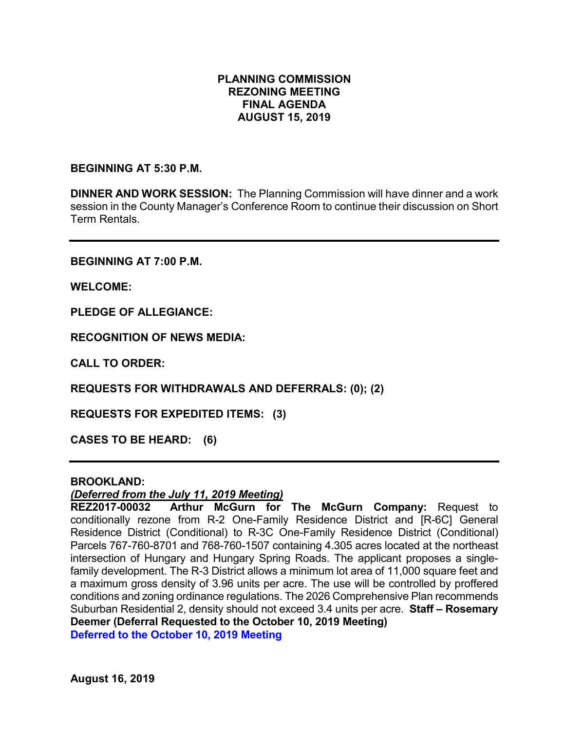# PLANNING COMMISSION
# REZONING MEETING
# FINAL AGENDA
# AUGUST 15, 2019

**BEGINNING AT 5:30 P.M.**

**DINNER AND WORK SESSION:** The Planning Commission will have dinner and a work session in the County Manager's Conference Room to continue their discussion on Short Term Rentals.

---

**BEGINNING AT 7:00 P.M.**

**WELCOME:**

**PLEDGE OF ALLEGIANCE:**

**RECOGNITION OF NEWS MEDIA:**

**CALL TO ORDER:**

**REQUESTS FOR WITHDRAWALS AND DEFERRALS: (0); (2)**

**REQUESTS FOR EXPEDITED ITEMS: (3)**

**CASES TO BE HEARD: (6)**

---

**BROOKLAND:**

***(Deferred from the July 11, 2019 Meeting)***

**REZ2017-00032 Arthur McGurn for The McGurn Company:** Request to conditionally rezone from R-2 One-Family Residence District and [R-6C] General Residence District (Conditional) to R-3C One-Family Residence District (Conditional) Parcels 767-760-8701 and 768-760-1507 containing 4.305 acres located at the northeast intersection of Hungary and Hungary Spring Roads. The applicant proposes a single-family development. The R-3 District allows a minimum lot area of 11,000 square feet and a maximum gross density of 3.96 units per acre. The use will be controlled by proffered conditions and zoning ordinance regulations. The 2026 Comprehensive Plan recommends Suburban Residential 2, density should not exceed 3.4 units per acre. **Staff – Rosemary Deemer (Deferral Requested to the October 10, 2019 Meeting)**

**Deferred to the October 10, 2019 Meeting**

**August 16, 2019**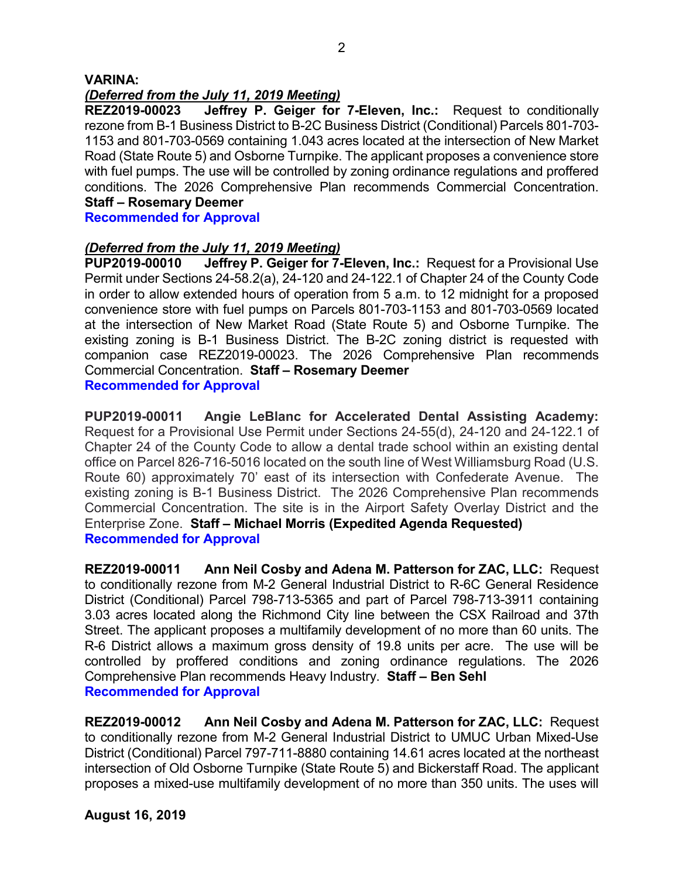**VARINA:**

***(Deferred from the July 11, 2019 Meeting)***

**REZ2019-00023 Jeffrey P. Geiger for 7-Eleven, Inc.:** Request to conditionally rezone from B-1 Business District to B-2C Business District (Conditional) Parcels 801-703-1153 and 801-703-0569 containing 1.043 acres located at the intersection of New Market Road (State Route 5) and Osborne Turnpike. The applicant proposes a convenience store with fuel pumps. The use will be controlled by zoning ordinance regulations and proffered conditions. The 2026 Comprehensive Plan recommends Commercial Concentration. **Staff – Rosemary Deemer**
**Recommended for Approval**

***(Deferred from the July 11, 2019 Meeting)***

**PUP2019-00010 Jeffrey P. Geiger for 7-Eleven, Inc.:** Request for a Provisional Use Permit under Sections 24-58.2(a), 24-120 and 24-122.1 of Chapter 24 of the County Code in order to allow extended hours of operation from 5 a.m. to 12 midnight for a proposed convenience store with fuel pumps on Parcels 801-703-1153 and 801-703-0569 located at the intersection of New Market Road (State Route 5) and Osborne Turnpike. The existing zoning is B-1 Business District. The B-2C zoning district is requested with companion case REZ2019-00023. The 2026 Comprehensive Plan recommends Commercial Concentration. **Staff – Rosemary Deemer**
**Recommended for Approval**

**PUP2019-00011 Angie LeBlanc for Accelerated Dental Assisting Academy:** Request for a Provisional Use Permit under Sections 24-55(d), 24-120 and 24-122.1 of Chapter 24 of the County Code to allow a dental trade school within an existing dental office on Parcel 826-716-5016 located on the south line of West Williamsburg Road (U.S. Route 60) approximately 70' east of its intersection with Confederate Avenue. The existing zoning is B-1 Business District. The 2026 Comprehensive Plan recommends Commercial Concentration. The site is in the Airport Safety Overlay District and the Enterprise Zone. **Staff – Michael Morris (Expedited Agenda Requested)**
**Recommended for Approval**

**REZ2019-00011 Ann Neil Cosby and Adena M. Patterson for ZAC, LLC:** Request to conditionally rezone from M-2 General Industrial District to R-6C General Residence District (Conditional) Parcel 798-713-5365 and part of Parcel 798-713-3911 containing 3.03 acres located along the Richmond City line between the CSX Railroad and 37th Street. The applicant proposes a multifamily development of no more than 60 units. The R-6 District allows a maximum gross density of 19.8 units per acre. The use will be controlled by proffered conditions and zoning ordinance regulations. The 2026 Comprehensive Plan recommends Heavy Industry. **Staff – Ben Sehl**
**Recommended for Approval**

**REZ2019-00012 Ann Neil Cosby and Adena M. Patterson for ZAC, LLC:** Request to conditionally rezone from M-2 General Industrial District to UMUC Urban Mixed-Use District (Conditional) Parcel 797-711-8880 containing 14.61 acres located at the northeast intersection of Old Osborne Turnpike (State Route 5) and Bickerstaff Road. The applicant proposes a mixed-use multifamily development of no more than 350 units. The uses will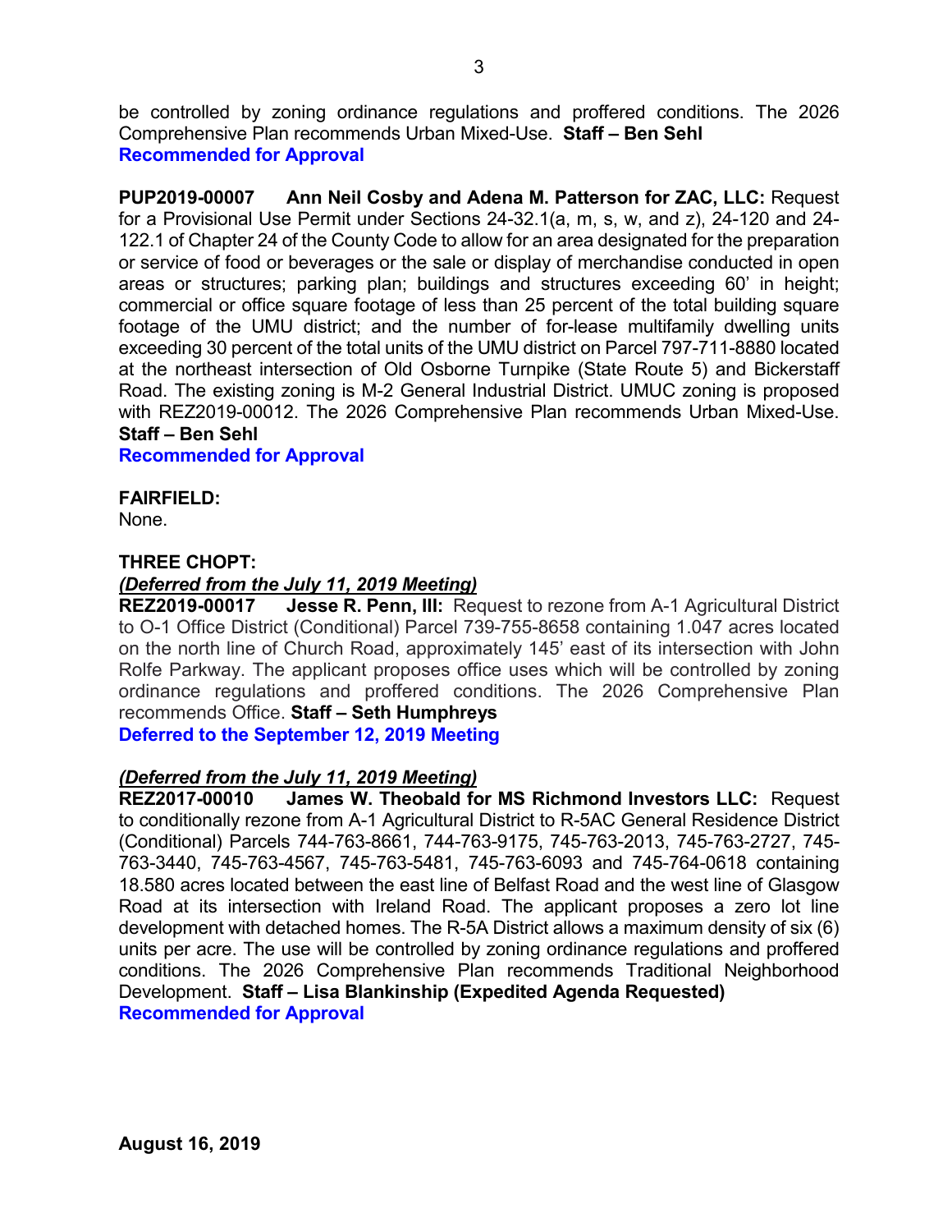be controlled by zoning ordinance regulations and proffered conditions. The 2026 Comprehensive Plan recommends Urban Mixed-Use. **Staff – Ben Sehl**
**Recommended for Approval**

**PUP2019-00007 Ann Neil Cosby and Adena M. Patterson for ZAC, LLC:** Request for a Provisional Use Permit under Sections 24-32.1(a, m, s, w, and z), 24-120 and 24-122.1 of Chapter 24 of the County Code to allow for an area designated for the preparation or service of food or beverages or the sale or display of merchandise conducted in open areas or structures; parking plan; buildings and structures exceeding 60' in height; commercial or office square footage of less than 25 percent of the total building square footage of the UMU district; and the number of for-lease multifamily dwelling units exceeding 30 percent of the total units of the UMU district on Parcel 797-711-8880 located at the northeast intersection of Old Osborne Turnpike (State Route 5) and Bickerstaff Road. The existing zoning is M-2 General Industrial District. UMUC zoning is proposed with REZ2019-00012. The 2026 Comprehensive Plan recommends Urban Mixed-Use. **Staff – Ben Sehl**
**Recommended for Approval**

**FAIRFIELD:**
None.

**THREE CHOPT:**
***(Deferred from the July 11, 2019 Meeting)***
**REZ2019-00017 Jesse R. Penn, III:** Request to rezone from A-1 Agricultural District to O-1 Office District (Conditional) Parcel 739-755-8658 containing 1.047 acres located on the north line of Church Road, approximately 145' east of its intersection with John Rolfe Parkway. The applicant proposes office uses which will be controlled by zoning ordinance regulations and proffered conditions. The 2026 Comprehensive Plan recommends Office. **Staff – Seth Humphreys**
**Deferred to the September 12, 2019 Meeting**

***(Deferred from the July 11, 2019 Meeting)***
**REZ2017-00010 James W. Theobald for MS Richmond Investors LLC:** Request to conditionally rezone from A-1 Agricultural District to R-5AC General Residence District (Conditional) Parcels 744-763-8661, 744-763-9175, 745-763-2013, 745-763-2727, 745-763-3440, 745-763-4567, 745-763-5481, 745-763-6093 and 745-764-0618 containing 18.580 acres located between the east line of Belfast Road and the west line of Glasgow Road at its intersection with Ireland Road. The applicant proposes a zero lot line development with detached homes. The R-5A District allows a maximum density of six (6) units per acre. The use will be controlled by zoning ordinance regulations and proffered conditions. The 2026 Comprehensive Plan recommends Traditional Neighborhood Development. **Staff – Lisa Blankinship (Expedited Agenda Requested)**
**Recommended for Approval**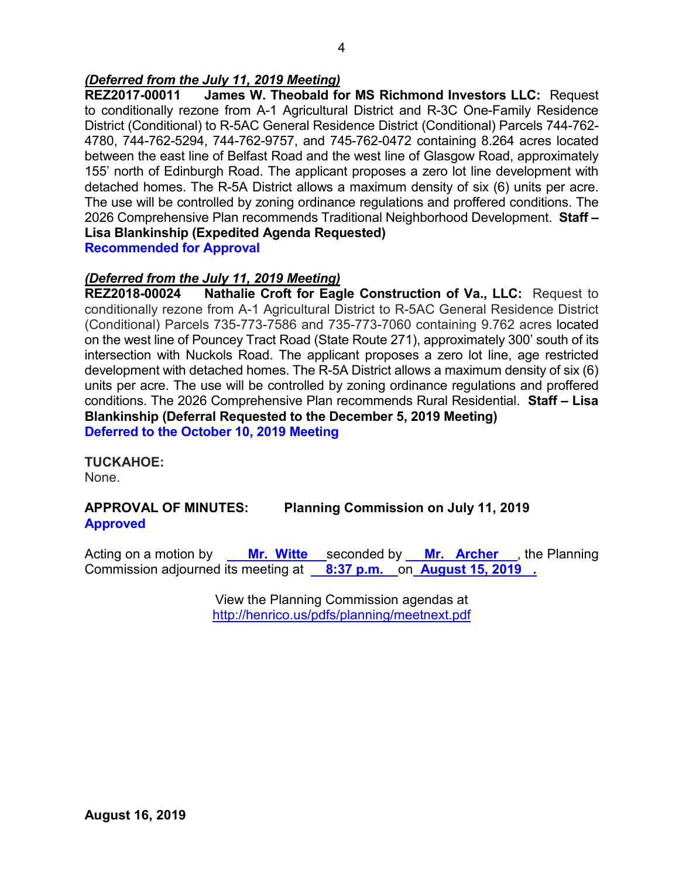***(Deferred from the July 11, 2019 Meeting)***

**REZ2017-00011 James W. Theobald for MS Richmond Investors LLC:** Request to conditionally rezone from A-1 Agricultural District and R-3C One-Family Residence District (Conditional) to R-5AC General Residence District (Conditional) Parcels 744-762-4780, 744-762-5294, 744-762-9757, and 745-762-0472 containing 8.264 acres located between the east line of Belfast Road and the west line of Glasgow Road, approximately 155' north of Edinburgh Road. The applicant proposes a zero lot line development with detached homes. The R-5A District allows a maximum density of six (6) units per acre. The use will be controlled by zoning ordinance regulations and proffered conditions. The 2026 Comprehensive Plan recommends Traditional Neighborhood Development. **Staff – Lisa Blankinship (Expedited Agenda Requested)**

**Recommended for Approval**

***(Deferred from the July 11, 2019 Meeting)***

**REZ2018-00024 Nathalie Croft for Eagle Construction of Va., LLC:** Request to conditionally rezone from A-1 Agricultural District to R-5AC General Residence District (Conditional) Parcels 735-773-7586 and 735-773-7060 containing 9.762 acres located on the west line of Pouncey Tract Road (State Route 271), approximately 300' south of its intersection with Nuckols Road. The applicant proposes a zero lot line, age restricted development with detached homes. The R-5A District allows a maximum density of six (6) units per acre. The use will be controlled by zoning ordinance regulations and proffered conditions. The 2026 Comprehensive Plan recommends Rural Residential. **Staff – Lisa Blankinship (Deferral Requested to the December 5, 2019 Meeting)**

**Deferred to the October 10, 2019 Meeting**

**TUCKAHOE:**
None.

**APPROVAL OF MINUTES: Planning Commission on July 11, 2019**

**Approved**

Acting on a motion by **Mr. Witte** seconded by **Mr. Archer**, the Planning Commission adjourned its meeting at **8:37 p.m.** on **August 15, 2019**.

View the Planning Commission agendas at
http://henrico.us/pdfs/planning/meetnext.pdf

**August 16, 2019**